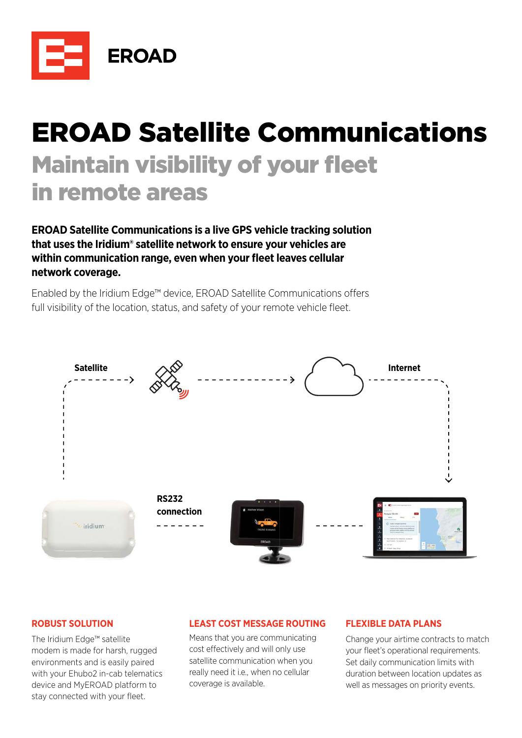EROAD

# EROAD Satellite Communications

## Maintain visibility of your fleet in remote areas

**EROAD Satellite Communications is a live GPS vehicle tracking solution that uses the Iridium® satellite network to ensure your vehicles are within communication range, even when your fleet leaves cellular network coverage.**

Enabled by the Iridium Edge™ device, EROAD Satellite Communications offers full visibility of the location, status, and safety of your remote vehicle fleet.

Satellite

Internet

RS232 connection

### ROBUST SOLUTION

The Iridium Edge™ satellite modem is made for harsh, rugged environments and is easily paired with your Ehubo2 in-cab telematics device and MyEROAD platform to stay connected with your fleet.

### LEAST COST MESSAGE ROUTING

Means that you are communicating cost effectively and will only use satellite communication when you really need it i.e., when no cellular coverage is available.

### FLEXIBLE DATA PLANS

Change your airtime contracts to match your fleet's operational requirements. Set daily communication limits with duration between location updates as well as messages on priority events.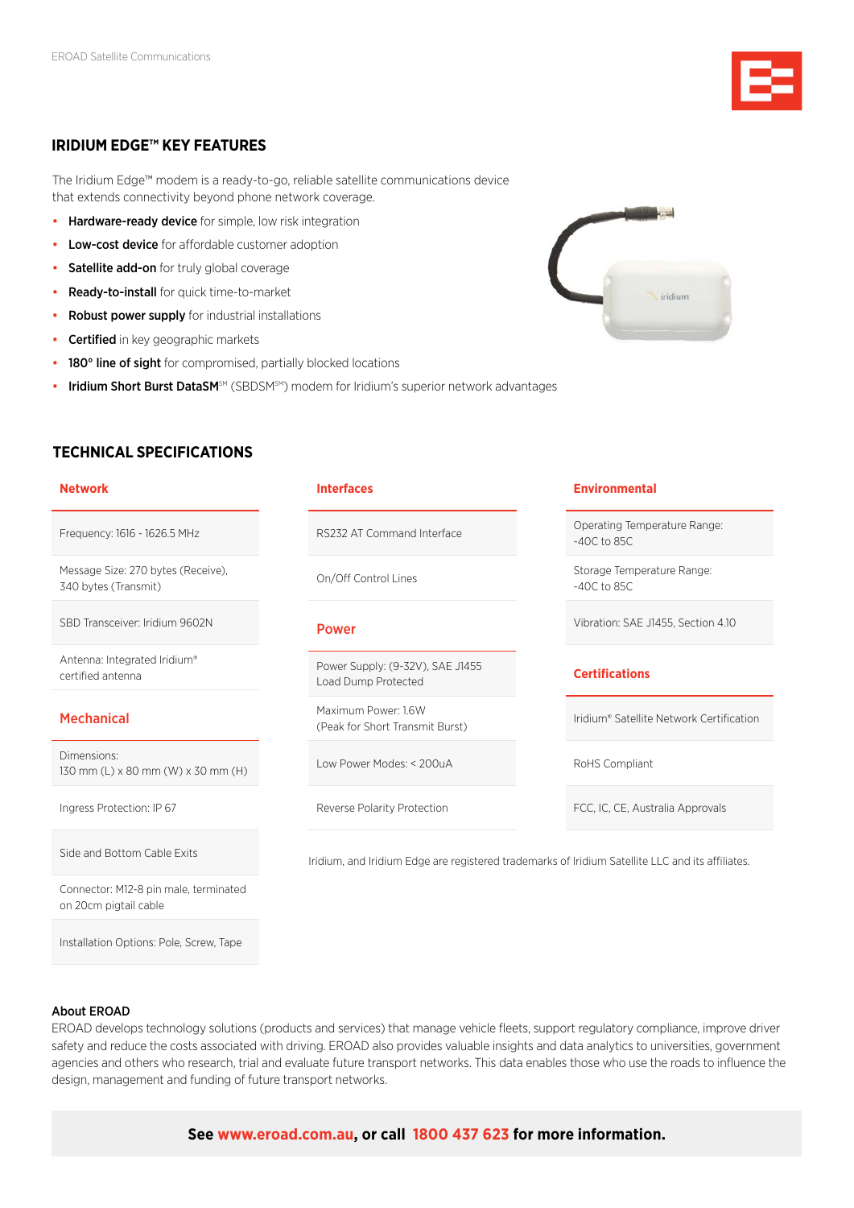## IRIDIUM EDGE™ KEY FEATURES

The Iridium Edge™ modem is a ready-to-go, reliable satellite communications device that extends connectivity beyond phone network coverage.

- **Hardware-ready device** for simple, low risk integration
- **Low-cost device** for affordable customer adoption
- **Satellite add-on** for truly global coverage
- **Ready-to-install** for quick time-to-market
- **Robust power supply** for industrial installations
- **Certified** in key geographic markets
- **180° line of sight** for compromised, partially blocked locations
- **Iridium Short Burst DataSM**℠ (SBDSM℠) modem for Iridium's superior network advantages

## TECHNICAL SPECIFICATIONS

### Network

- Frequency: 1616 - 1626.5 MHz
- Message Size: 270 bytes (Receive), 340 bytes (Transmit)
- SBD Transceiver: Iridium 9602N
- Antenna: Integrated Iridium® certified antenna

### Mechanical

- Dimensions: 130 mm (L) x 80 mm (W) x 30 mm (H)
- Ingress Protection: IP 67
- Side and Bottom Cable Exits
- Connector: M12-8 pin male, terminated on 20cm pigtail cable
- Installation Options: Pole, Screw, Tape

### Interfaces

- RS232 AT Command Interface
- On/Off Control Lines

### Power

- Power Supply: (9-32V), SAE J1455 Load Dump Protected
- Maximum Power: 1.6W (Peak for Short Transmit Burst)
- Low Power Modes: < 200uA
- Reverse Polarity Protection

### Environmental

- Operating Temperature Range: -40C to 85C
- Storage Temperature Range: -40C to 85C
- Vibration: SAE J1455, Section 4.10

### Certifications

- Iridium® Satellite Network Certification
- RoHS Compliant
- FCC, IC, CE, Australia Approvals

Iridium, and Iridium Edge are registered trademarks of Iridium Satellite LLC and its affiliates.

**About EROAD**

EROAD develops technology solutions (products and services) that manage vehicle fleets, support regulatory compliance, improve driver safety and reduce the costs associated with driving. EROAD also provides valuable insights and data analytics to universities, government agencies and others who research, trial and evaluate future transport networks. This data enables those who use the roads to influence the design, management and funding of future transport networks.

**See www.eroad.com.au, or call 1800 437 623 for more information.**